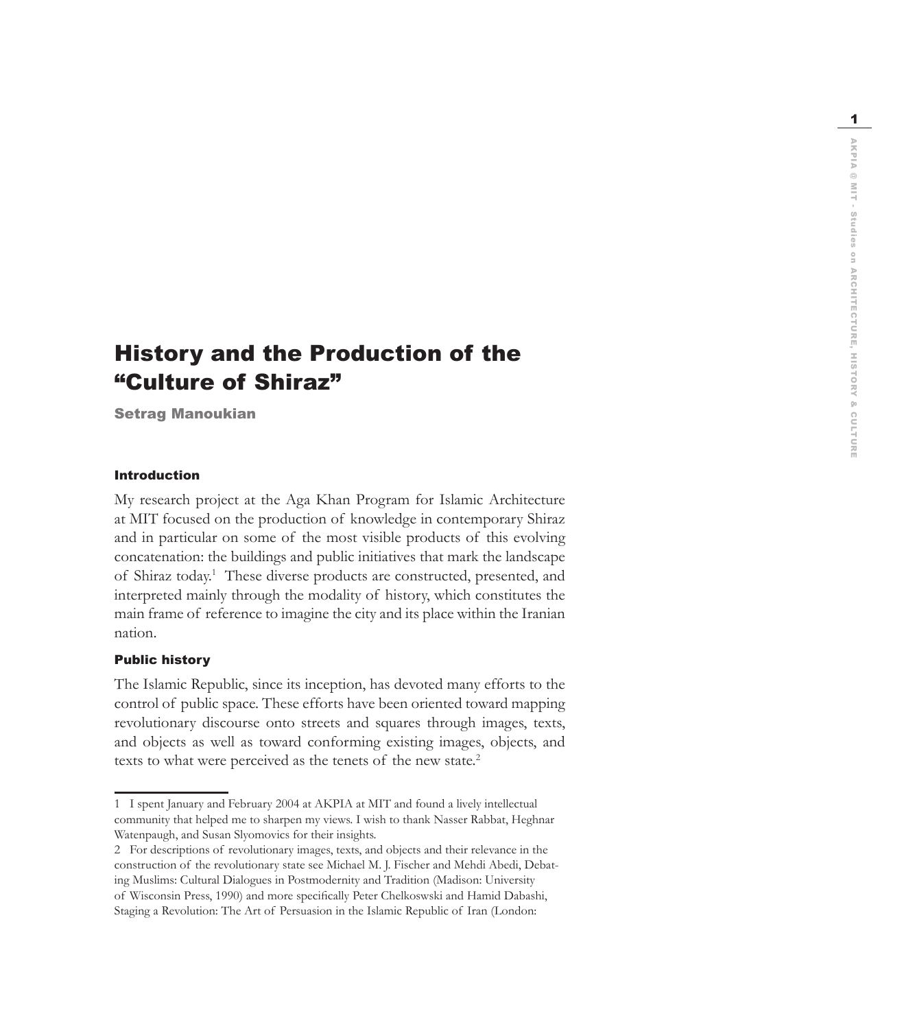# History and the Production of the "Culture of Shiraz"

**Setrag Manoukian**

## Introduction

My research project at the Aga Khan Program for Islamic Architecture at MIT focused on the production of knowledge in contemporary Shiraz and in particular on some of the most visible products of this evolving concatenation: the buildings and public initiatives that mark the landscape of Shiraz today.[1] These diverse products are constructed, presented, and interpreted mainly through the modality of history, which constitutes the main frame of reference to imagine the city and its place within the Iranian nation.

## Public history

The Islamic Republic, since its inception, has devoted many efforts to the control of public space. These efforts have been oriented toward mapping revolutionary discourse onto streets and squares through images, texts, and objects as well as toward conforming existing images, objects, and texts to what were perceived as the tenets of the new state.[2]

---

1 I spent January and February 2004 at AKPIA at MIT and found a lively intellectual community that helped me to sharpen my views. I wish to thank Nasser Rabbat, Heghnar Watenpaugh, and Susan Slyomovics for their insights.

2 For descriptions of revolutionary images, texts, and objects and their relevance in the construction of the revolutionary state see Michael M. J. Fischer and Mehdi Abedi, Debating Muslims: Cultural Dialogues in Postmodernity and Tradition (Madison: University of Wisconsin Press, 1990) and more specifically Peter Chelkoswski and Hamid Dabashi, Staging a Revolution: The Art of Persuasion in the Islamic Republic of Iran (London: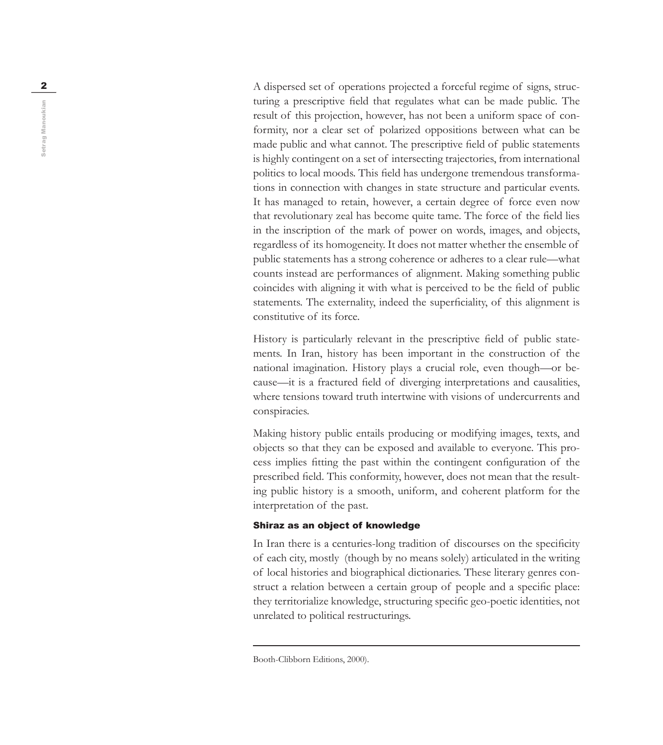A dispersed set of operations projected a forceful regime of signs, structuring a prescriptive field that regulates what can be made public. The result of this projection, however, has not been a uniform space of conformity, nor a clear set of polarized oppositions between what can be made public and what cannot. The prescriptive field of public statements is highly contingent on a set of intersecting trajectories, from international politics to local moods. This field has undergone tremendous transformations in connection with changes in state structure and particular events. It has managed to retain, however, a certain degree of force even now that revolutionary zeal has become quite tame. The force of the field lies in the inscription of the mark of power on words, images, and objects, regardless of its homogeneity. It does not matter whether the ensemble of public statements has a strong coherence or adheres to a clear rule—what counts instead are performances of alignment. Making something public coincides with aligning it with what is perceived to be the field of public statements. The externality, indeed the superficiality, of this alignment is constitutive of its force.

History is particularly relevant in the prescriptive field of public statements. In Iran, history has been important in the construction of the national imagination. History plays a crucial role, even though—or because—it is a fractured field of diverging interpretations and causalities, where tensions toward truth intertwine with visions of undercurrents and conspiracies.

Making history public entails producing or modifying images, texts, and objects so that they can be exposed and available to everyone. This process implies fitting the past within the contingent configuration of the prescribed field. This conformity, however, does not mean that the resulting public history is a smooth, uniform, and coherent platform for the interpretation of the past.

### Shiraz as an object of knowledge

In Iran there is a centuries-long tradition of discourses on the specificity of each city, mostly (though by no means solely) articulated in the writing of local histories and biographical dictionaries. These literary genres construct a relation between a certain group of people and a specific place: they territorialize knowledge, structuring specific geo-poetic identities, not unrelated to political restructurings.

---

Booth-Clibborn Editions, 2000).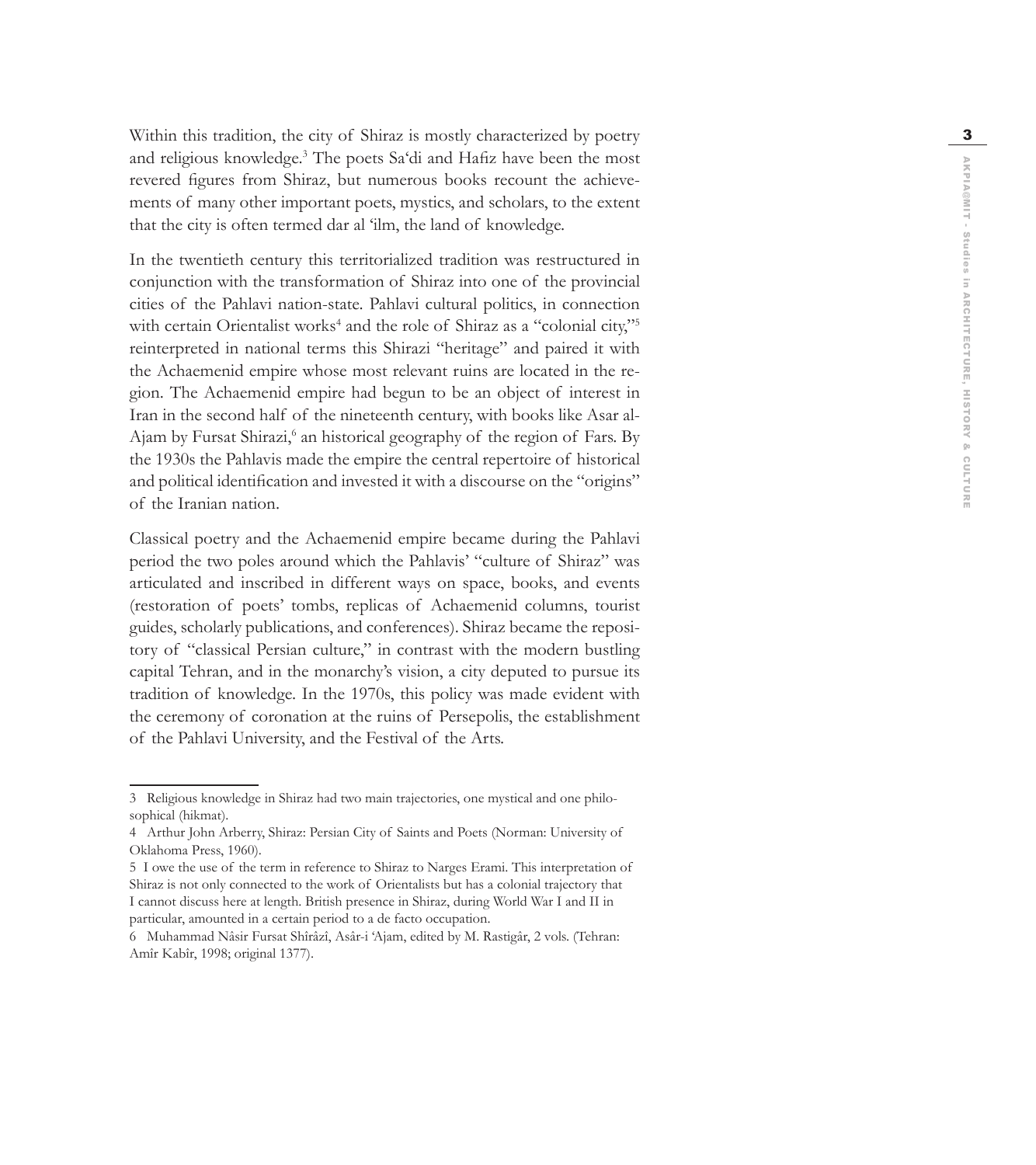Within this tradition, the city of Shiraz is mostly characterized by poetry and religious knowledge.[3] The poets Sa'di and Hafiz have been the most revered figures from Shiraz, but numerous books recount the achievements of many other important poets, mystics, and scholars, to the extent that the city is often termed dar al 'ilm, the land of knowledge.

In the twentieth century this territorialized tradition was restructured in conjunction with the transformation of Shiraz into one of the provincial cities of the Pahlavi nation-state. Pahlavi cultural politics, in connection with certain Orientalist works[4] and the role of Shiraz as a "colonial city,"[5] reinterpreted in national terms this Shirazi "heritage" and paired it with the Achaemenid empire whose most relevant ruins are located in the region. The Achaemenid empire had begun to be an object of interest in Iran in the second half of the nineteenth century, with books like Asar al-Ajam by Fursat Shirazi,[6] an historical geography of the region of Fars. By the 1930s the Pahlavis made the empire the central repertoire of historical and political identification and invested it with a discourse on the "origins" of the Iranian nation.

Classical poetry and the Achaemenid empire became during the Pahlavi period the two poles around which the Pahlavis' "culture of Shiraz" was articulated and inscribed in different ways on space, books, and events (restoration of poets' tombs, replicas of Achaemenid columns, tourist guides, scholarly publications, and conferences). Shiraz became the repository of "classical Persian culture," in contrast with the modern bustling capital Tehran, and in the monarchy's vision, a city deputed to pursue its tradition of knowledge. In the 1970s, this policy was made evident with the ceremony of coronation at the ruins of Persepolis, the establishment of the Pahlavi University, and the Festival of the Arts.

---

3 Religious knowledge in Shiraz had two main trajectories, one mystical and one philosophical (hikmat).

4 Arthur John Arberry, Shiraz: Persian City of Saints and Poets (Norman: University of Oklahoma Press, 1960).

5 I owe the use of the term in reference to Shiraz to Narges Erami. This interpretation of Shiraz is not only connected to the work of Orientalists but has a colonial trajectory that I cannot discuss here at length. British presence in Shiraz, during World War I and II in particular, amounted in a certain period to a de facto occupation.

6 Muhammad Nâsir Fursat Shîrâzî, Asâr-i 'Ajam, edited by M. Rastigâr, 2 vols. (Tehran: Amîr Kabîr, 1998; original 1377).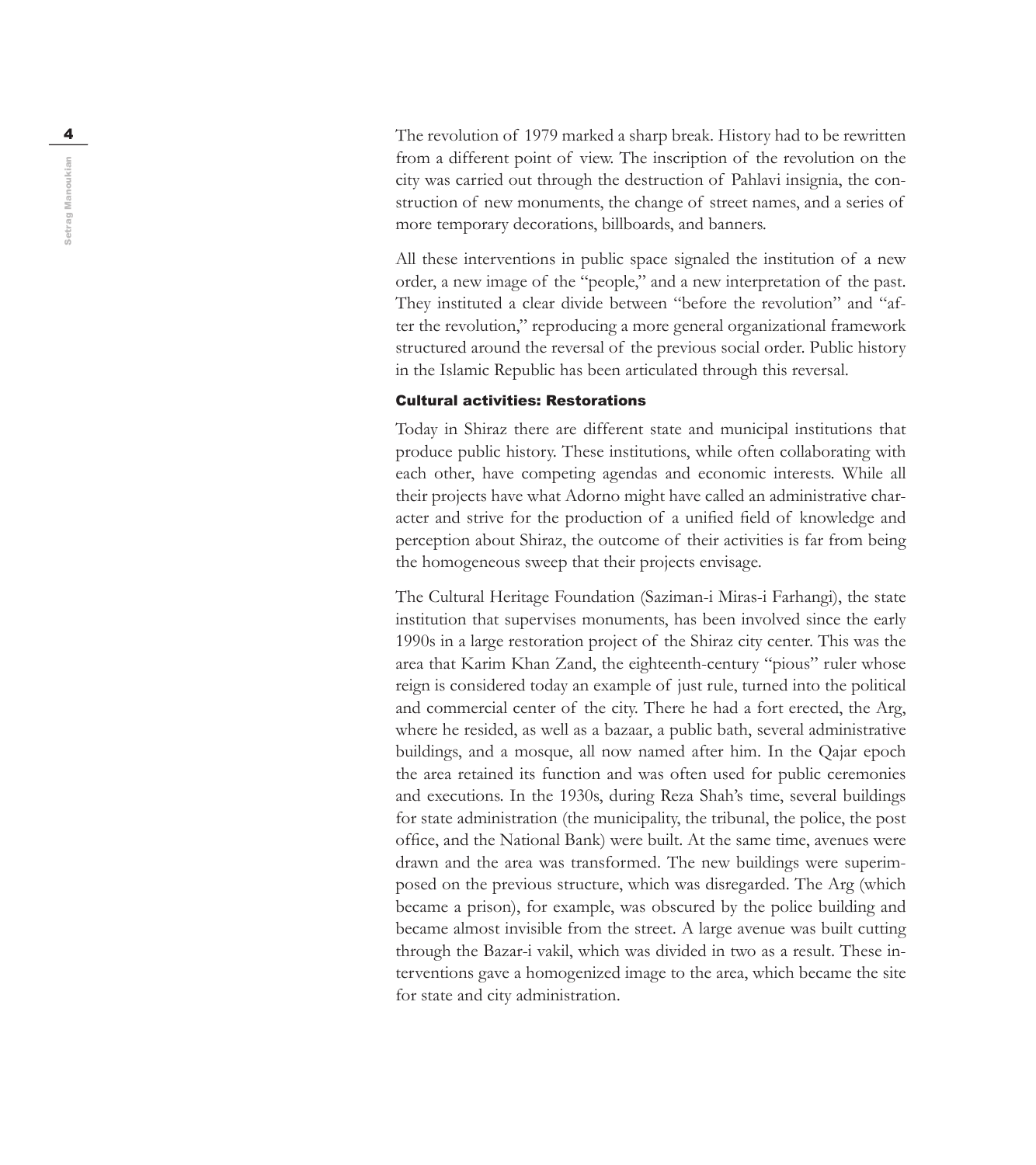The revolution of 1979 marked a sharp break. History had to be rewritten from a different point of view. The inscription of the revolution on the city was carried out through the destruction of Pahlavi insignia, the construction of new monuments, the change of street names, and a series of more temporary decorations, billboards, and banners.

All these interventions in public space signaled the institution of a new order, a new image of the "people," and a new interpretation of the past. They instituted a clear divide between "before the revolution" and "after the revolution," reproducing a more general organizational framework structured around the reversal of the previous social order. Public history in the Islamic Republic has been articulated through this reversal.

### Cultural activities: Restorations

Today in Shiraz there are different state and municipal institutions that produce public history. These institutions, while often collaborating with each other, have competing agendas and economic interests. While all their projects have what Adorno might have called an administrative character and strive for the production of a unified field of knowledge and perception about Shiraz, the outcome of their activities is far from being the homogeneous sweep that their projects envisage.

The Cultural Heritage Foundation (Saziman-i Miras-i Farhangi), the state institution that supervises monuments, has been involved since the early 1990s in a large restoration project of the Shiraz city center. This was the area that Karim Khan Zand, the eighteenth-century "pious" ruler whose reign is considered today an example of just rule, turned into the political and commercial center of the city. There he had a fort erected, the Arg, where he resided, as well as a bazaar, a public bath, several administrative buildings, and a mosque, all now named after him. In the Qajar epoch the area retained its function and was often used for public ceremonies and executions. In the 1930s, during Reza Shah's time, several buildings for state administration (the municipality, the tribunal, the police, the post office, and the National Bank) were built. At the same time, avenues were drawn and the area was transformed. The new buildings were superimposed on the previous structure, which was disregarded. The Arg (which became a prison), for example, was obscured by the police building and became almost invisible from the street. A large avenue was built cutting through the Bazar-i vakil, which was divided in two as a result. These interventions gave a homogenized image to the area, which became the site for state and city administration.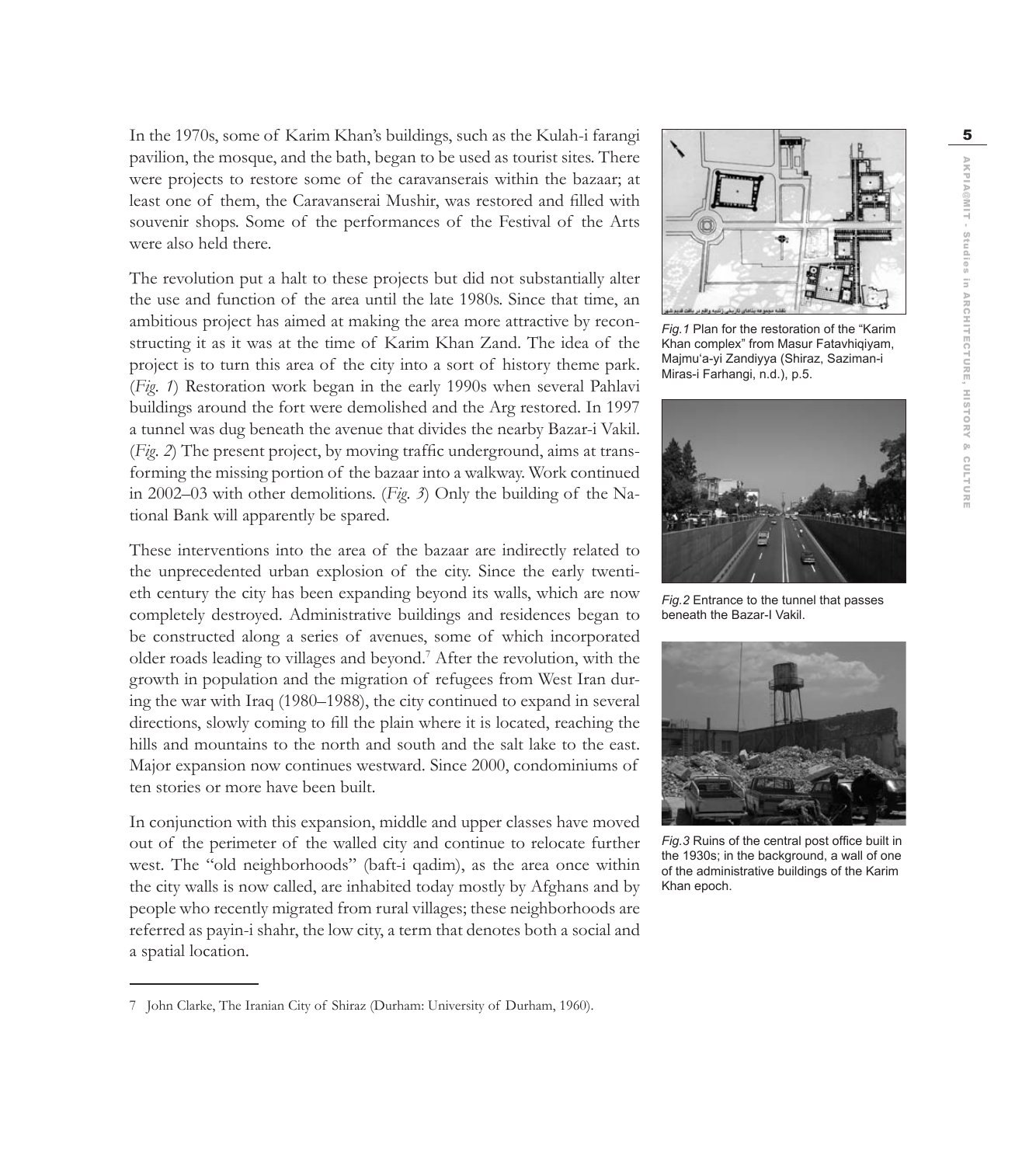In the 1970s, some of Karim Khan's buildings, such as the Kulah-i farangi pavilion, the mosque, and the bath, began to be used as tourist sites. There were projects to restore some of the caravanserais within the bazaar; at least one of them, the Caravanserai Mushir, was restored and filled with souvenir shops. Some of the performances of the Festival of the Arts were also held there.

The revolution put a halt to these projects but did not substantially alter the use and function of the area until the late 1980s. Since that time, an ambitious project has aimed at making the area more attractive by reconstructing it as it was at the time of Karim Khan Zand. The idea of the project is to turn this area of the city into a sort of history theme park. (*Fig. 1*) Restoration work began in the early 1990s when several Pahlavi buildings around the fort were demolished and the Arg restored. In 1997 a tunnel was dug beneath the avenue that divides the nearby Bazar-i Vakil. (*Fig. 2*) The present project, by moving traffic underground, aims at transforming the missing portion of the bazaar into a walkway. Work continued in 2002–03 with other demolitions. (*Fig. 3*) Only the building of the National Bank will apparently be spared.

These interventions into the area of the bazaar are indirectly related to the unprecedented urban explosion of the city. Since the early twentieth century the city has been expanding beyond its walls, which are now completely destroyed. Administrative buildings and residences began to be constructed along a series of avenues, some of which incorporated older roads leading to villages and beyond.[7] After the revolution, with the growth in population and the migration of refugees from West Iran during the war with Iraq (1980–1988), the city continued to expand in several directions, slowly coming to fill the plain where it is located, reaching the hills and mountains to the north and south and the salt lake to the east. Major expansion now continues westward. Since 2000, condominiums of ten stories or more have been built.

In conjunction with this expansion, middle and upper classes have moved out of the perimeter of the walled city and continue to relocate further west. The "old neighborhoods" (baft-i qadim), as the area once within the city walls is now called, are inhabited today mostly by Afghans and by people who recently migrated from rural villages; these neighborhoods are referred as payin-i shahr, the low city, a term that denotes both a social and a spatial location.

*Fig.1* Plan for the restoration of the "Karim Khan complex" from Masur Fatavhiqiyam, Majmu'a-yi Zandiyya (Shiraz, Saziman-i Miras-i Farhangi, n.d.), p.5.

*Fig.2* Entrance to the tunnel that passes beneath the Bazar-I Vakil.

*Fig.3* Ruins of the central post office built in the 1930s; in the background, a wall of one of the administrative buildings of the Karim Khan epoch.

---

7 John Clarke, The Iranian City of Shiraz (Durham: University of Durham, 1960).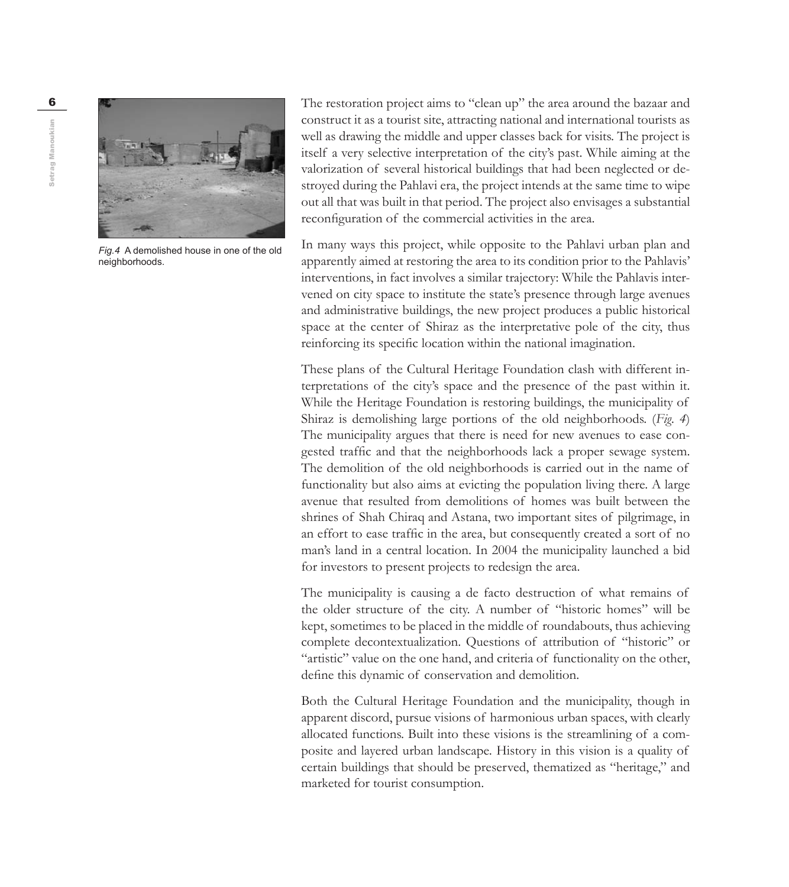*Fig.4* A demolished house in one of the old neighborhoods.

The restoration project aims to "clean up" the area around the bazaar and construct it as a tourist site, attracting national and international tourists as well as drawing the middle and upper classes back for visits. The project is itself a very selective interpretation of the city's past. While aiming at the valorization of several historical buildings that had been neglected or destroyed during the Pahlavi era, the project intends at the same time to wipe out all that was built in that period. The project also envisages a substantial reconfiguration of the commercial activities in the area.

In many ways this project, while opposite to the Pahlavi urban plan and apparently aimed at restoring the area to its condition prior to the Pahlavis' interventions, in fact involves a similar trajectory: While the Pahlavis intervened on city space to institute the state's presence through large avenues and administrative buildings, the new project produces a public historical space at the center of Shiraz as the interpretative pole of the city, thus reinforcing its specific location within the national imagination.

These plans of the Cultural Heritage Foundation clash with different interpretations of the city's space and the presence of the past within it. While the Heritage Foundation is restoring buildings, the municipality of Shiraz is demolishing large portions of the old neighborhoods. (*Fig. 4*) The municipality argues that there is need for new avenues to ease congested traffic and that the neighborhoods lack a proper sewage system. The demolition of the old neighborhoods is carried out in the name of functionality but also aims at evicting the population living there. A large avenue that resulted from demolitions of homes was built between the shrines of Shah Chiraq and Astana, two important sites of pilgrimage, in an effort to ease traffic in the area, but consequently created a sort of no man's land in a central location. In 2004 the municipality launched a bid for investors to present projects to redesign the area.

The municipality is causing a de facto destruction of what remains of the older structure of the city. A number of "historic homes" will be kept, sometimes to be placed in the middle of roundabouts, thus achieving complete decontextualization. Questions of attribution of "historic" or "artistic" value on the one hand, and criteria of functionality on the other, define this dynamic of conservation and demolition.

Both the Cultural Heritage Foundation and the municipality, though in apparent discord, pursue visions of harmonious urban spaces, with clearly allocated functions. Built into these visions is the streamlining of a composite and layered urban landscape. History in this vision is a quality of certain buildings that should be preserved, thematized as "heritage," and marketed for tourist consumption.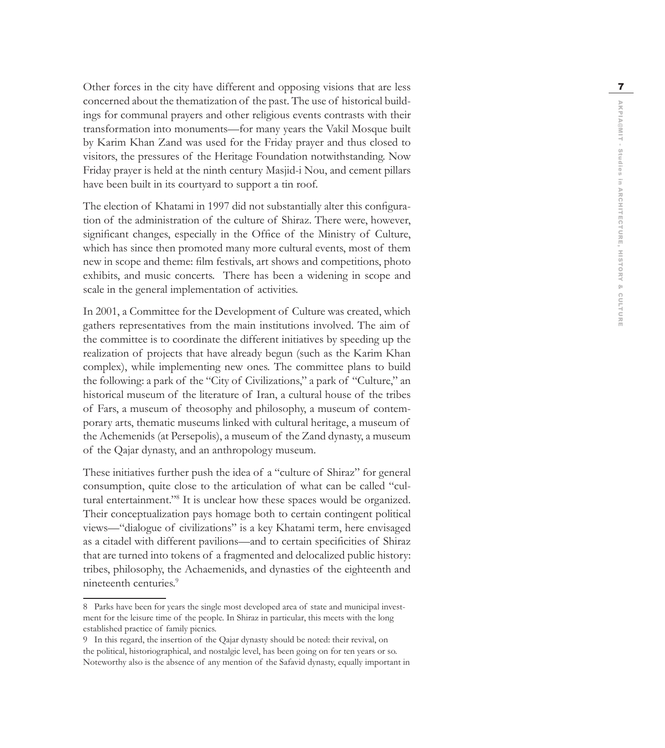Other forces in the city have different and opposing visions that are less concerned about the thematization of the past. The use of historical buildings for communal prayers and other religious events contrasts with their transformation into monuments—for many years the Vakil Mosque built by Karim Khan Zand was used for the Friday prayer and thus closed to visitors, the pressures of the Heritage Foundation notwithstanding. Now Friday prayer is held at the ninth century Masjid-i Nou, and cement pillars have been built in its courtyard to support a tin roof.

The election of Khatami in 1997 did not substantially alter this configuration of the administration of the culture of Shiraz. There were, however, significant changes, especially in the Office of the Ministry of Culture, which has since then promoted many more cultural events, most of them new in scope and theme: film festivals, art shows and competitions, photo exhibits, and music concerts. There has been a widening in scope and scale in the general implementation of activities.

In 2001, a Committee for the Development of Culture was created, which gathers representatives from the main institutions involved. The aim of the committee is to coordinate the different initiatives by speeding up the realization of projects that have already begun (such as the Karim Khan complex), while implementing new ones. The committee plans to build the following: a park of the "City of Civilizations," a park of "Culture," an historical museum of the literature of Iran, a cultural house of the tribes of Fars, a museum of theosophy and philosophy, a museum of contemporary arts, thematic museums linked with cultural heritage, a museum of the Achemenids (at Persepolis), a museum of the Zand dynasty, a museum of the Qajar dynasty, and an anthropology museum.

These initiatives further push the idea of a "culture of Shiraz" for general consumption, quite close to the articulation of what can be called "cultural entertainment."[8] It is unclear how these spaces would be organized. Their conceptualization pays homage both to certain contingent political views—"dialogue of civilizations" is a key Khatami term, here envisaged as a citadel with different pavilions—and to certain specificities of Shiraz that are turned into tokens of a fragmented and delocalized public history: tribes, philosophy, the Achaemenids, and dynasties of the eighteenth and nineteenth centuries.[9]

---

8 Parks have been for years the single most developed area of state and municipal investment for the leisure time of the people. In Shiraz in particular, this meets with the long established practice of family picnics.

9 In this regard, the insertion of the Qajar dynasty should be noted: their revival, on the political, historiographical, and nostalgic level, has been going on for ten years or so. Noteworthy also is the absence of any mention of the Safavid dynasty, equally important in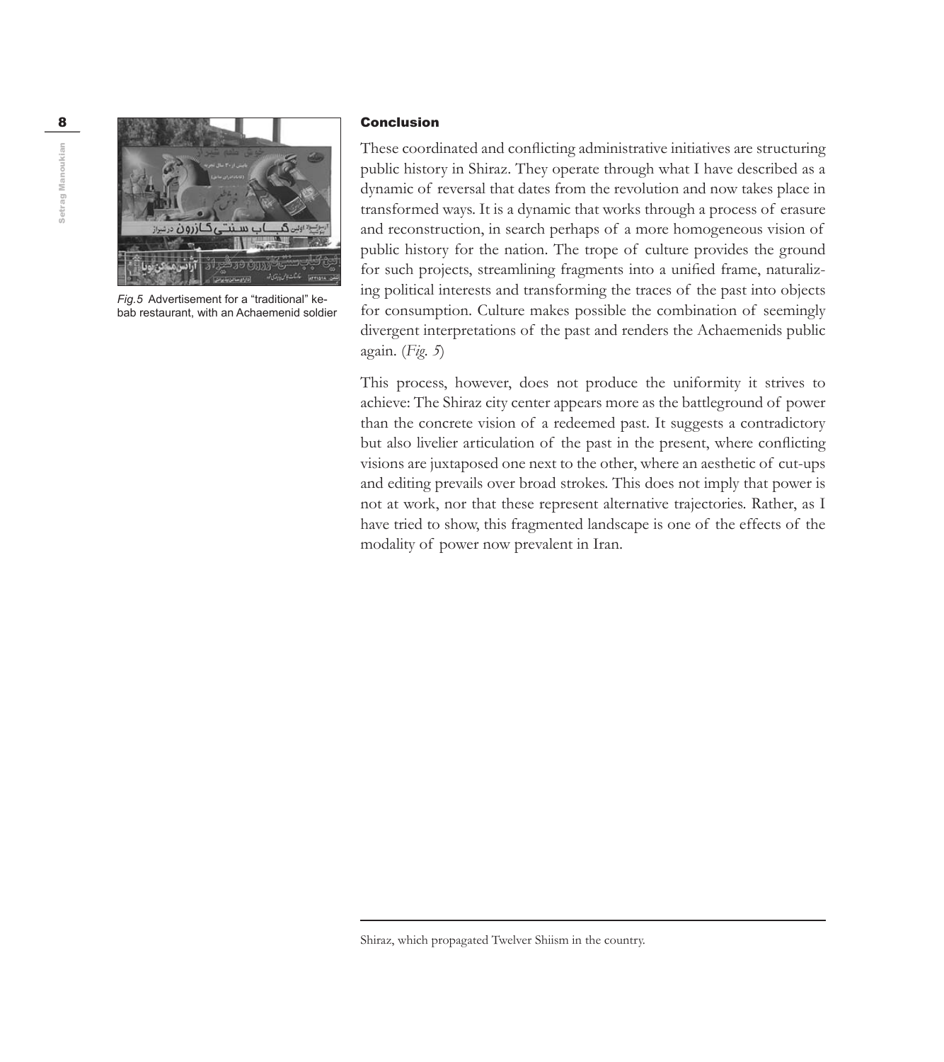Fig.5 Advertisement for a “traditional” kebab restaurant, with an Achaemenid soldier

## Conclusion

These coordinated and conflicting administrative initiatives are structuring public history in Shiraz. They operate through what I have described as a dynamic of reversal that dates from the revolution and now takes place in transformed ways. It is a dynamic that works through a process of erasure and reconstruction, in search perhaps of a more homogeneous vision of public history for the nation. The trope of culture provides the ground for such projects, streamlining fragments into a unified frame, naturalizing political interests and transforming the traces of the past into objects for consumption. Culture makes possible the combination of seemingly divergent interpretations of the past and renders the Achaemenids public again. (*Fig. 5*)

This process, however, does not produce the uniformity it strives to achieve: The Shiraz city center appears more as the battleground of power than the concrete vision of a redeemed past. It suggests a contradictory but also livelier articulation of the past in the present, where conflicting visions are juxtaposed one next to the other, where an aesthetic of cut-ups and editing prevails over broad strokes. This does not imply that power is not at work, nor that these represent alternative trajectories. Rather, as I have tried to show, this fragmented landscape is one of the effects of the modality of power now prevalent in Iran.

---

Shiraz, which propagated Twelver Shiism in the country.